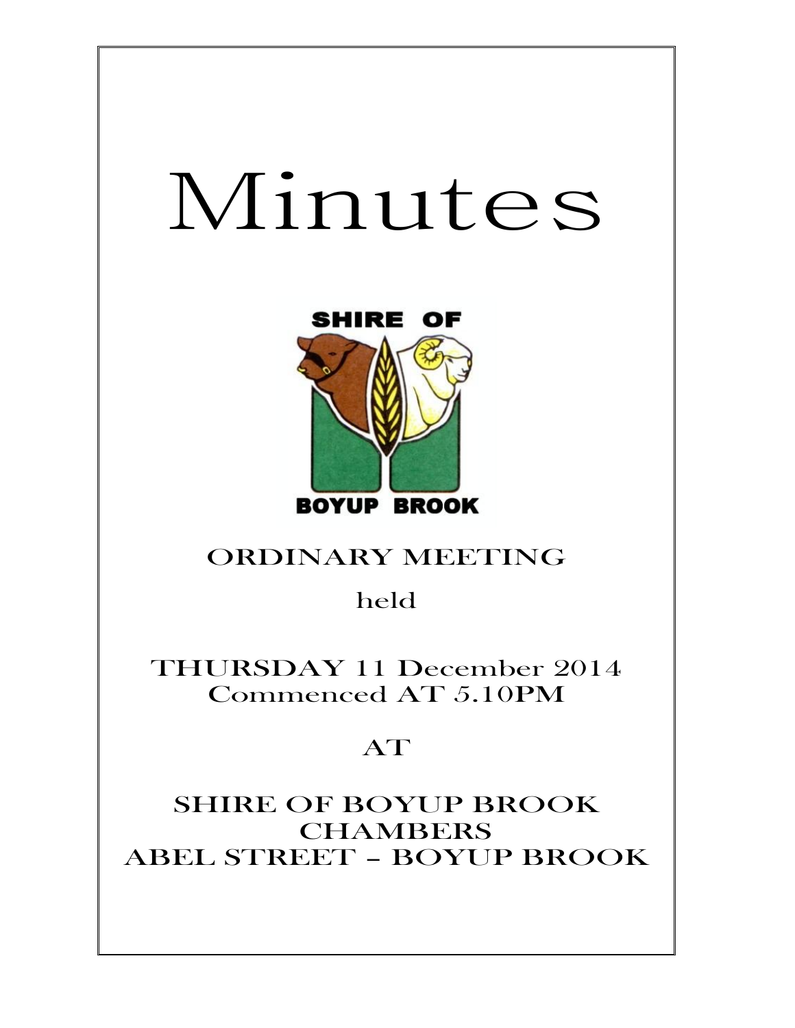# Minutes

SHIRE OF

BOYUP BROOK

ORDINARY MEETING

held

THURSDAY 11 December 2014
Commenced AT 5.10PM

AT

SHIRE OF BOYUP BROOK
CHAMBERS
ABEL STREET – BOYUP BROOK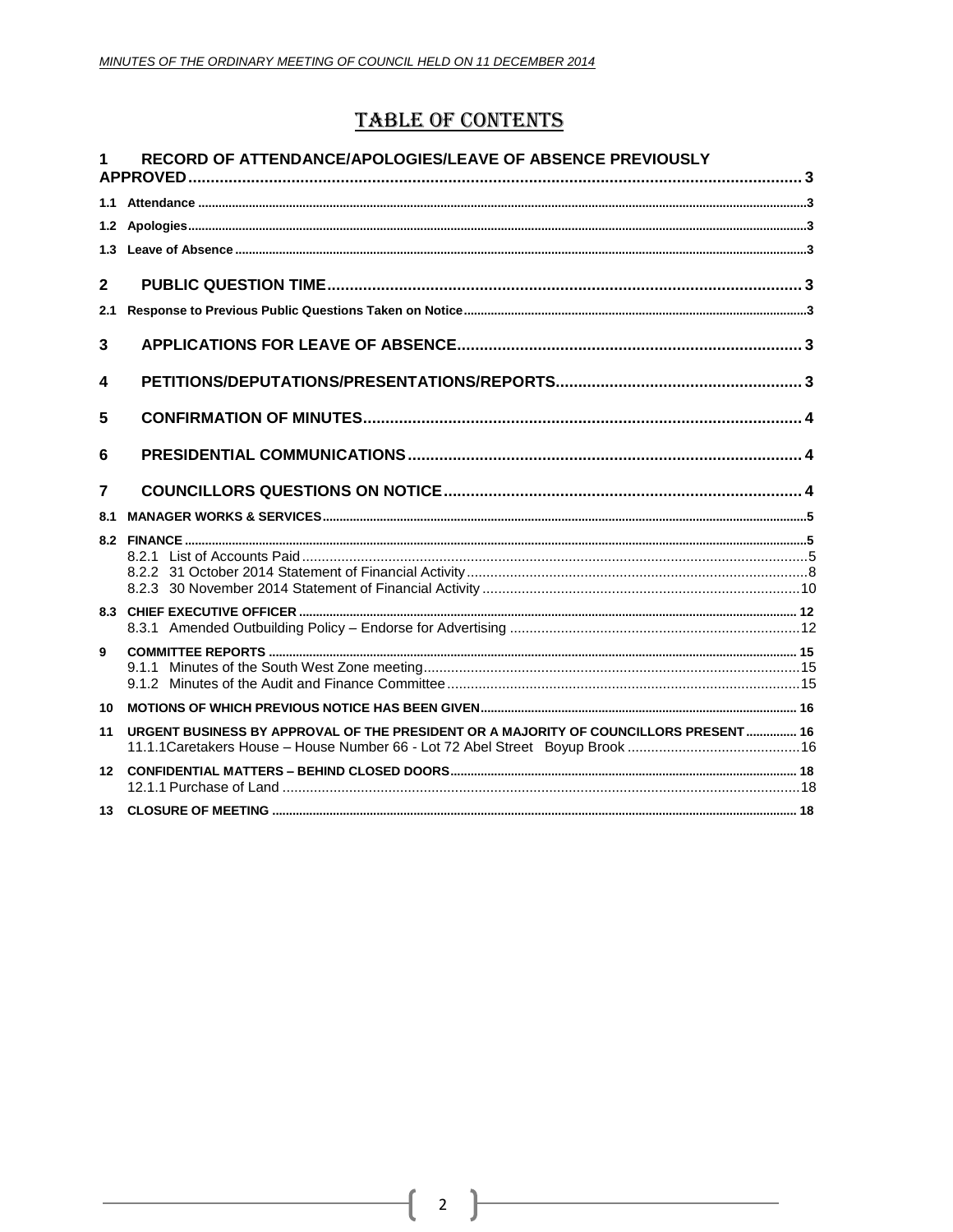# TABLE OF CONTENTS

1 RECORD OF ATTENDANCE/APOLOGIES/LEAVE OF ABSENCE PREVIOUSLY APPROVED .......... 3

1.1 Attendance .......... 3

1.2 Apologies .......... 3

1.3 Leave of Absence .......... 3

2 PUBLIC QUESTION TIME .......... 3

2.1 Response to Previous Public Questions Taken on Notice .......... 3

3 APPLICATIONS FOR LEAVE OF ABSENCE .......... 3

4 PETITIONS/DEPUTATIONS/PRESENTATIONS/REPORTS .......... 3

5 CONFIRMATION OF MINUTES .......... 4

6 PRESIDENTIAL COMMUNICATIONS .......... 4

7 COUNCILLORS QUESTIONS ON NOTICE .......... 4

8.1 MANAGER WORKS & SERVICES .......... 5

8.2 FINANCE .......... 5

- 8.2.1 List of Accounts Paid .......... 5
- 8.2.2 31 October 2014 Statement of Financial Activity .......... 8
- 8.2.3 30 November 2014 Statement of Financial Activity .......... 10

8.3 CHIEF EXECUTIVE OFFICER .......... 12

- 8.3.1 Amended Outbuilding Policy – Endorse for Advertising .......... 12

9 COMMITTEE REPORTS .......... 15

- 9.1.1 Minutes of the South West Zone meeting .......... 15
- 9.1.2 Minutes of the Audit and Finance Committee .......... 15

10 MOTIONS OF WHICH PREVIOUS NOTICE HAS BEEN GIVEN .......... 16

11 URGENT BUSINESS BY APPROVAL OF THE PRESIDENT OR A MAJORITY OF COUNCILLORS PRESENT .......... 16

- 11.1.1 Caretakers House – House Number 66 - Lot 72 Abel Street Boyup Brook .......... 16

12 CONFIDENTIAL MATTERS – BEHIND CLOSED DOORS .......... 18

- 12.1.1 Purchase of Land .......... 18

13 CLOSURE OF MEETING .......... 18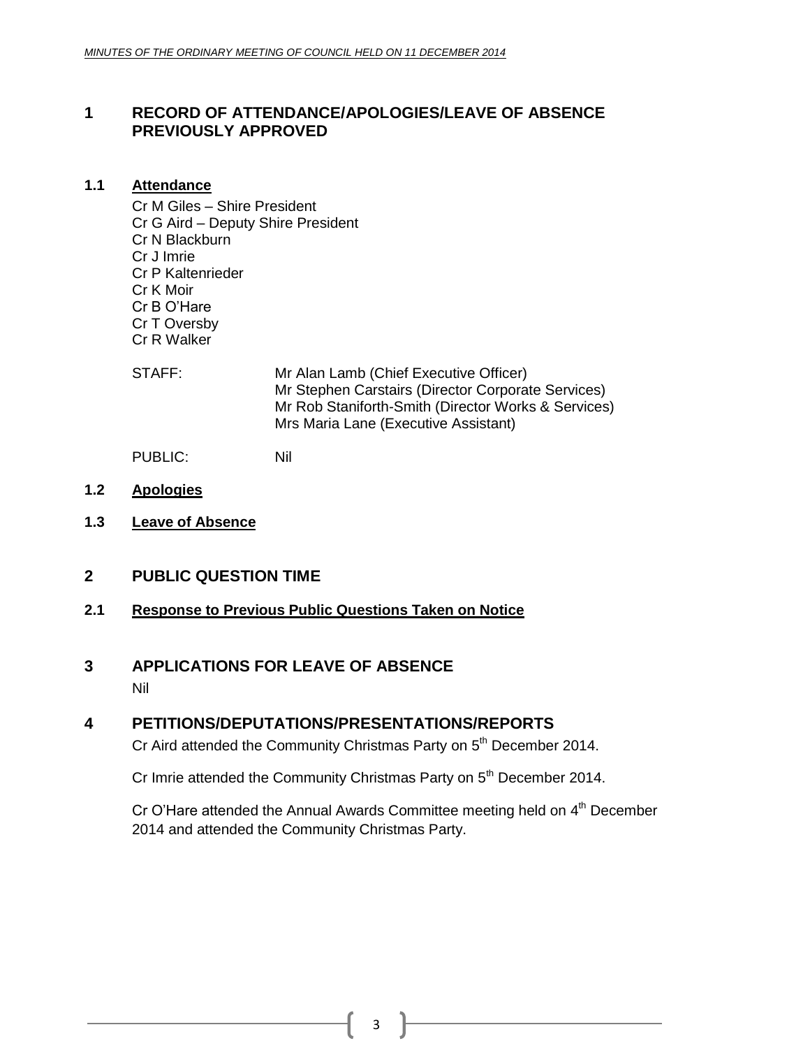# 1 RECORD OF ATTENDANCE/APOLOGIES/LEAVE OF ABSENCE PREVIOUSLY APPROVED

## 1.1 Attendance

Cr M Giles – Shire President
Cr G Aird – Deputy Shire President
Cr N Blackburn
Cr J Imrie
Cr P Kaltenrieder
Cr K Moir
Cr B O'Hare
Cr T Oversby
Cr R Walker

STAFF: Mr Alan Lamb (Chief Executive Officer)
Mr Stephen Carstairs (Director Corporate Services)
Mr Rob Staniforth-Smith (Director Works & Services)
Mrs Maria Lane (Executive Assistant)

PUBLIC: Nil

## 1.2 Apologies

## 1.3 Leave of Absence

# 2 PUBLIC QUESTION TIME

## 2.1 Response to Previous Public Questions Taken on Notice

# 3 APPLICATIONS FOR LEAVE OF ABSENCE

Nil

# 4 PETITIONS/DEPUTATIONS/PRESENTATIONS/REPORTS

Cr Aird attended the Community Christmas Party on 5th December 2014.

Cr Imrie attended the Community Christmas Party on 5th December 2014.

Cr O'Hare attended the Annual Awards Committee meeting held on 4th December 2014 and attended the Community Christmas Party.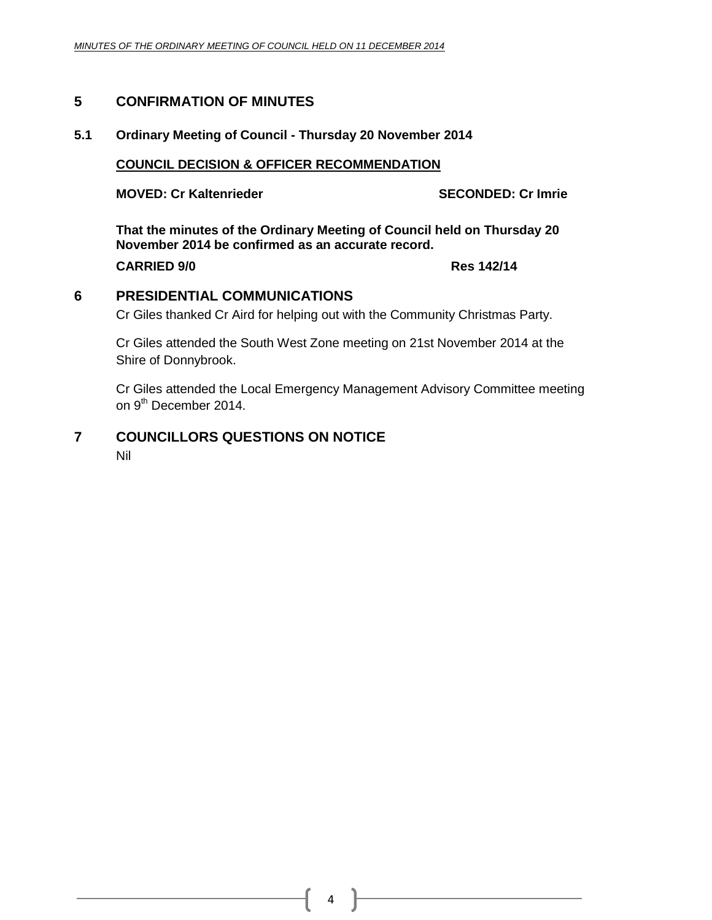## 5 CONFIRMATION OF MINUTES

### 5.1 Ordinary Meeting of Council - Thursday 20 November 2014

**COUNCIL DECISION & OFFICER RECOMMENDATION**

**MOVED: Cr Kaltenrieder** **SECONDED: Cr Imrie**

**That the minutes of the Ordinary Meeting of Council held on Thursday 20 November 2014 be confirmed as an accurate record.**

**CARRIED 9/0** **Res 142/14**

## 6 PRESIDENTIAL COMMUNICATIONS

Cr Giles thanked Cr Aird for helping out with the Community Christmas Party.

Cr Giles attended the South West Zone meeting on 21st November 2014 at the Shire of Donnybrook.

Cr Giles attended the Local Emergency Management Advisory Committee meeting on 9th December 2014.

## 7 COUNCILLORS QUESTIONS ON NOTICE

Nil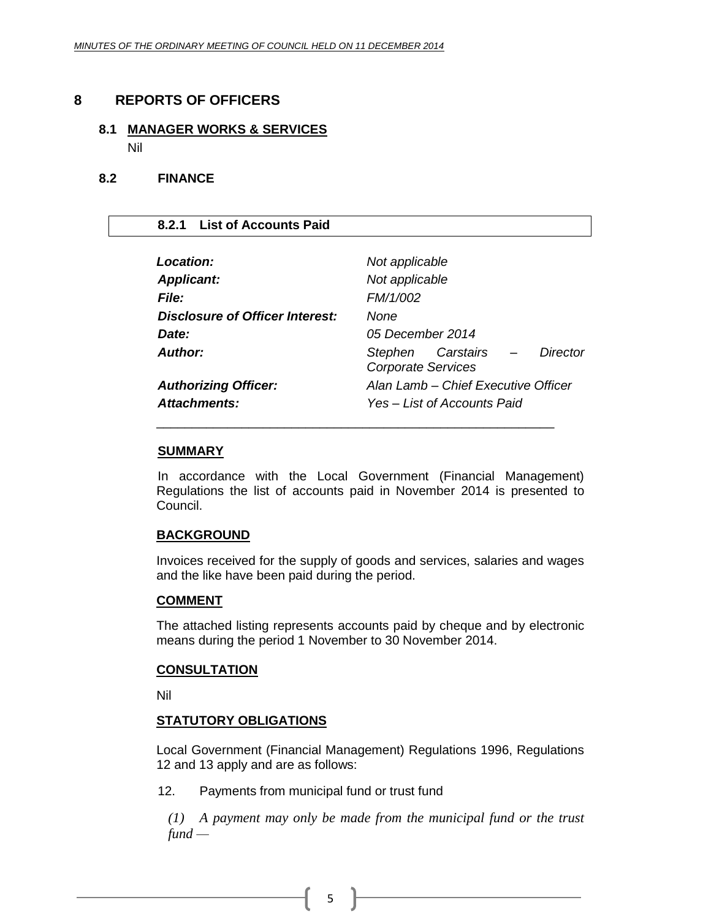# 8 REPORTS OF OFFICERS

## 8.1 MANAGER WORKS & SERVICES

Nil

## 8.2 FINANCE

### 8.2.1 List of Accounts Paid

| | |
|---|---|
| ***Location:*** | *Not applicable* |
| ***Applicant:*** | *Not applicable* |
| ***File:*** | *FM/1/002* |
| ***Disclosure of Officer Interest:*** | *None* |
| ***Date:*** | *05 December 2014* |
| ***Author:*** | *Stephen Carstairs – Director Corporate Services* |
| ***Authorizing Officer:*** | *Alan Lamb – Chief Executive Officer* |
| ***Attachments:*** | *Yes – List of Accounts Paid* |

---

**SUMMARY**

In accordance with the Local Government (Financial Management) Regulations the list of accounts paid in November 2014 is presented to Council.

**BACKGROUND**

Invoices received for the supply of goods and services, salaries and wages and the like have been paid during the period.

**COMMENT**

The attached listing represents accounts paid by cheque and by electronic means during the period 1 November to 30 November 2014.

**CONSULTATION**

Nil

**STATUTORY OBLIGATIONS**

Local Government (Financial Management) Regulations 1996, Regulations 12 and 13 apply and are as follows:

12. Payments from municipal fund or trust fund

*(1) A payment may only be made from the municipal fund or the trust fund —*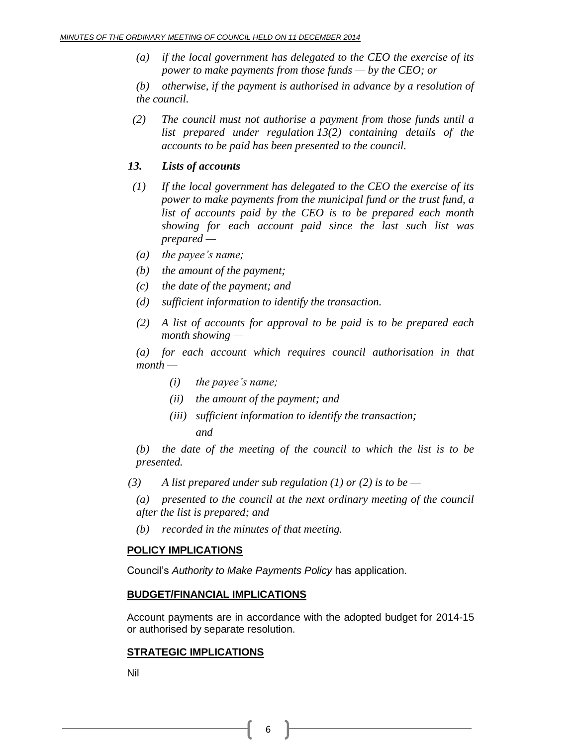*(a) if the local government has delegated to the CEO the exercise of its power to make payments from those funds — by the CEO; or*

*(b) otherwise, if the payment is authorised in advance by a resolution of the council.*

*(2) The council must not authorise a payment from those funds until a list prepared under regulation 13(2) containing details of the accounts to be paid has been presented to the council.*

***13. Lists of accounts***

*(1) If the local government has delegated to the CEO the exercise of its power to make payments from the municipal fund or the trust fund, a list of accounts paid by the CEO is to be prepared each month showing for each account paid since the last such list was prepared —*

*(a) the payee's name;*

*(b) the amount of the payment;*

*(c) the date of the payment; and*

*(d) sufficient information to identify the transaction.*

*(2) A list of accounts for approval to be paid is to be prepared each month showing —*

*(a) for each account which requires council authorisation in that month —*

*(i) the payee's name;*

*(ii) the amount of the payment; and*

*(iii) sufficient information to identify the transaction; and*

*(b) the date of the meeting of the council to which the list is to be presented.*

*(3) A list prepared under sub regulation (1) or (2) is to be —*

*(a) presented to the council at the next ordinary meeting of the council after the list is prepared; and*

*(b) recorded in the minutes of that meeting.*

**POLICY IMPLICATIONS**

Council's *Authority to Make Payments Policy* has application.

**BUDGET/FINANCIAL IMPLICATIONS**

Account payments are in accordance with the adopted budget for 2014-15 or authorised by separate resolution.

**STRATEGIC IMPLICATIONS**

Nil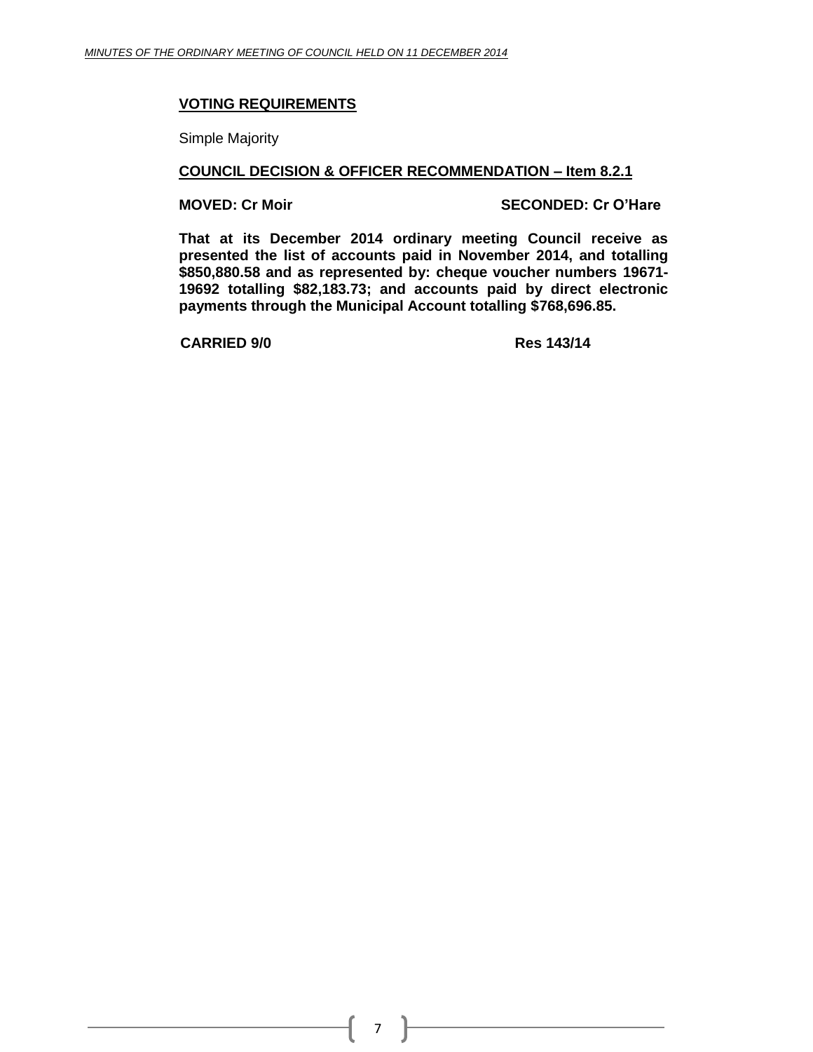**VOTING REQUIREMENTS**

Simple Majority

**COUNCIL DECISION & OFFICER RECOMMENDATION – Item 8.2.1**

**MOVED: Cr Moir** **SECONDED: Cr O'Hare**

**That at its December 2014 ordinary meeting Council receive as presented the list of accounts paid in November 2014, and totalling $850,880.58 and as represented by: cheque voucher numbers 19671-19692 totalling $82,183.73; and accounts paid by direct electronic payments through the Municipal Account totalling $768,696.85.**

**CARRIED 9/0** **Res 143/14**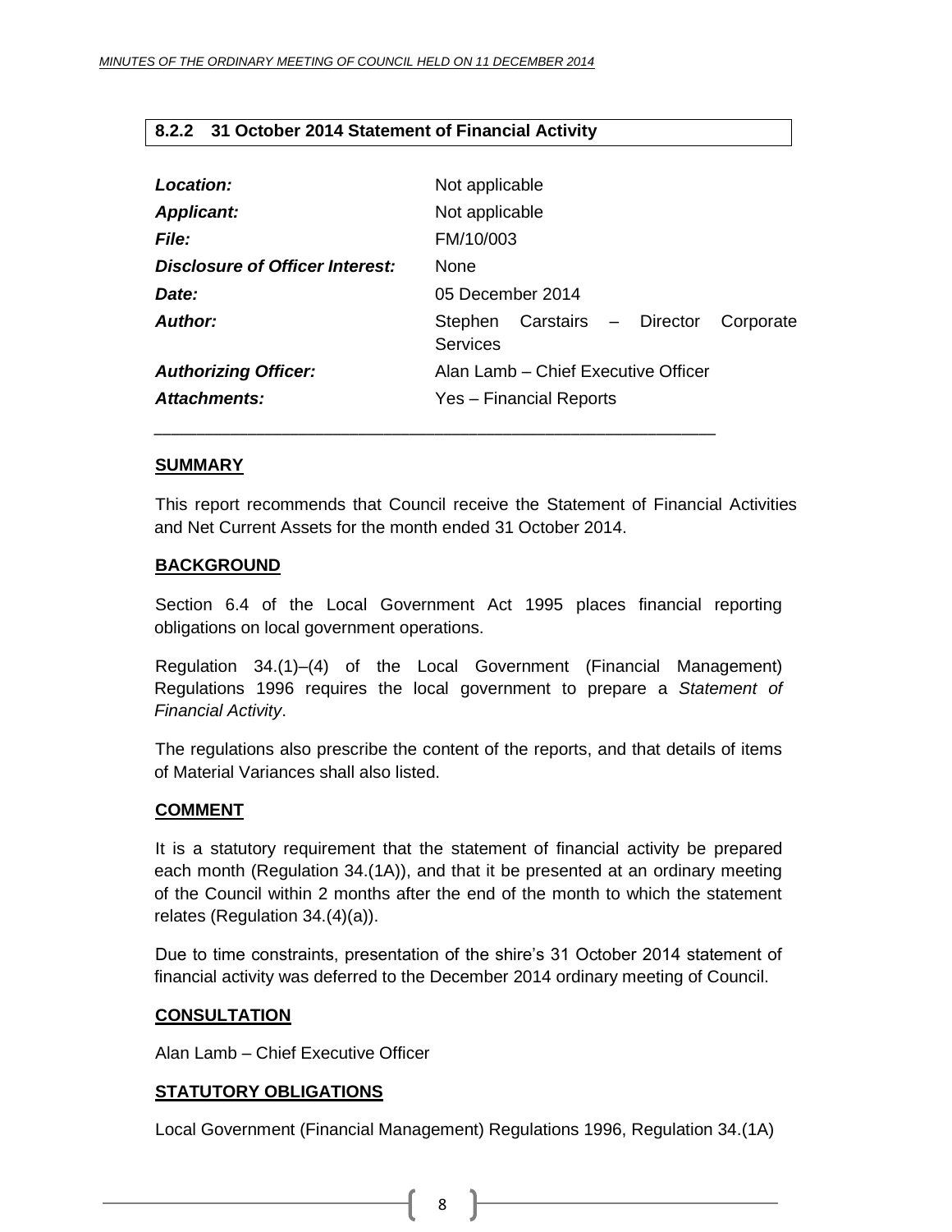## 8.2.2 31 October 2014 Statement of Financial Activity

| | |
|---|---|
| ***Location:*** | Not applicable |
| ***Applicant:*** | Not applicable |
| ***File:*** | FM/10/003 |
| ***Disclosure of Officer Interest:*** | None |
| ***Date:*** | 05 December 2014 |
| ***Author:*** | Stephen Carstairs – Director Corporate Services |
| ***Authorizing Officer:*** | Alan Lamb – Chief Executive Officer |
| ***Attachments:*** | Yes – Financial Reports |

---

**SUMMARY**

This report recommends that Council receive the Statement of Financial Activities and Net Current Assets for the month ended 31 October 2014.

**BACKGROUND**

Section 6.4 of the Local Government Act 1995 places financial reporting obligations on local government operations.

Regulation 34.(1)–(4) of the Local Government (Financial Management) Regulations 1996 requires the local government to prepare a *Statement of Financial Activity*.

The regulations also prescribe the content of the reports, and that details of items of Material Variances shall also listed.

**COMMENT**

It is a statutory requirement that the statement of financial activity be prepared each month (Regulation 34.(1A)), and that it be presented at an ordinary meeting of the Council within 2 months after the end of the month to which the statement relates (Regulation 34.(4)(a)).

Due to time constraints, presentation of the shire's 31 October 2014 statement of financial activity was deferred to the December 2014 ordinary meeting of Council.

**CONSULTATION**

Alan Lamb – Chief Executive Officer

**STATUTORY OBLIGATIONS**

Local Government (Financial Management) Regulations 1996, Regulation 34.(1A)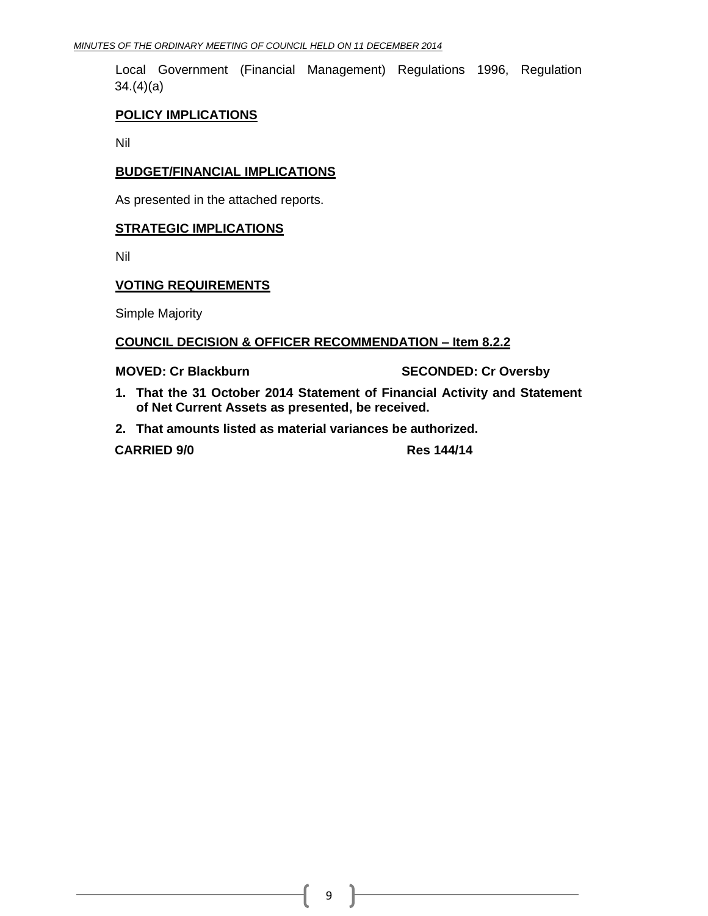Local Government (Financial Management) Regulations 1996, Regulation 34.(4)(a)

**POLICY IMPLICATIONS**

Nil

**BUDGET/FINANCIAL IMPLICATIONS**

As presented in the attached reports.

**STRATEGIC IMPLICATIONS**

Nil

**VOTING REQUIREMENTS**

Simple Majority

**COUNCIL DECISION & OFFICER RECOMMENDATION – Item 8.2.2**

**MOVED: Cr Blackburn** **SECONDED: Cr Oversby**

1. **That the 31 October 2014 Statement of Financial Activity and Statement of Net Current Assets as presented, be received.**
2. **That amounts listed as material variances be authorized.**

**CARRIED 9/0** **Res 144/14**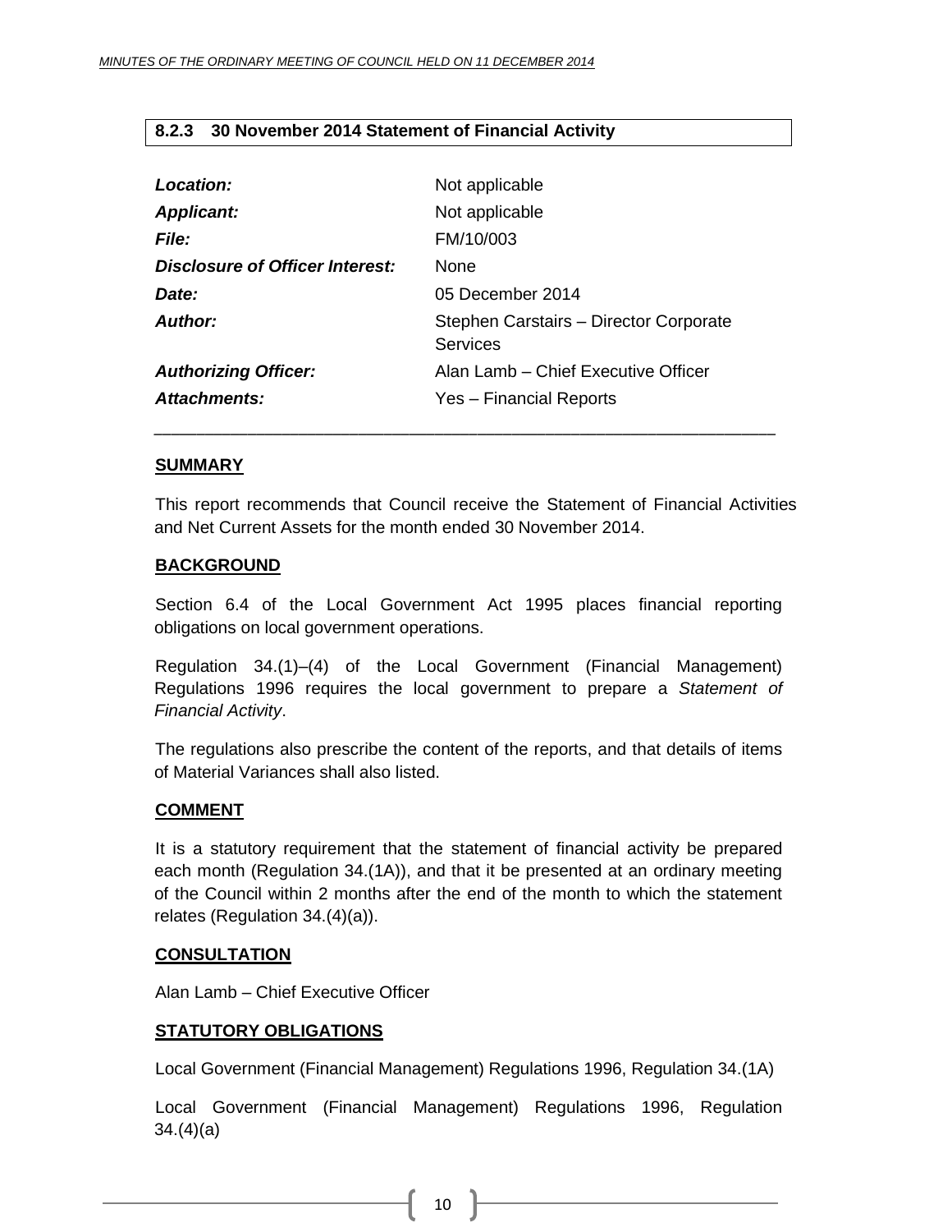### 8.2.3 30 November 2014 Statement of Financial Activity

| | |
|---|---|
| ***Location:*** | Not applicable |
| ***Applicant:*** | Not applicable |
| ***File:*** | FM/10/003 |
| ***Disclosure of Officer Interest:*** | None |
| ***Date:*** | 05 December 2014 |
| ***Author:*** | Stephen Carstairs – Director Corporate Services |
| ***Authorizing Officer:*** | Alan Lamb – Chief Executive Officer |
| ***Attachments:*** | Yes – Financial Reports |

---

**SUMMARY**

This report recommends that Council receive the Statement of Financial Activities and Net Current Assets for the month ended 30 November 2014.

**BACKGROUND**

Section 6.4 of the Local Government Act 1995 places financial reporting obligations on local government operations.

Regulation 34.(1)–(4) of the Local Government (Financial Management) Regulations 1996 requires the local government to prepare a *Statement of Financial Activity*.

The regulations also prescribe the content of the reports, and that details of items of Material Variances shall also listed.

**COMMENT**

It is a statutory requirement that the statement of financial activity be prepared each month (Regulation 34.(1A)), and that it be presented at an ordinary meeting of the Council within 2 months after the end of the month to which the statement relates (Regulation 34.(4)(a)).

**CONSULTATION**

Alan Lamb – Chief Executive Officer

**STATUTORY OBLIGATIONS**

Local Government (Financial Management) Regulations 1996, Regulation 34.(1A)

Local Government (Financial Management) Regulations 1996, Regulation 34.(4)(a)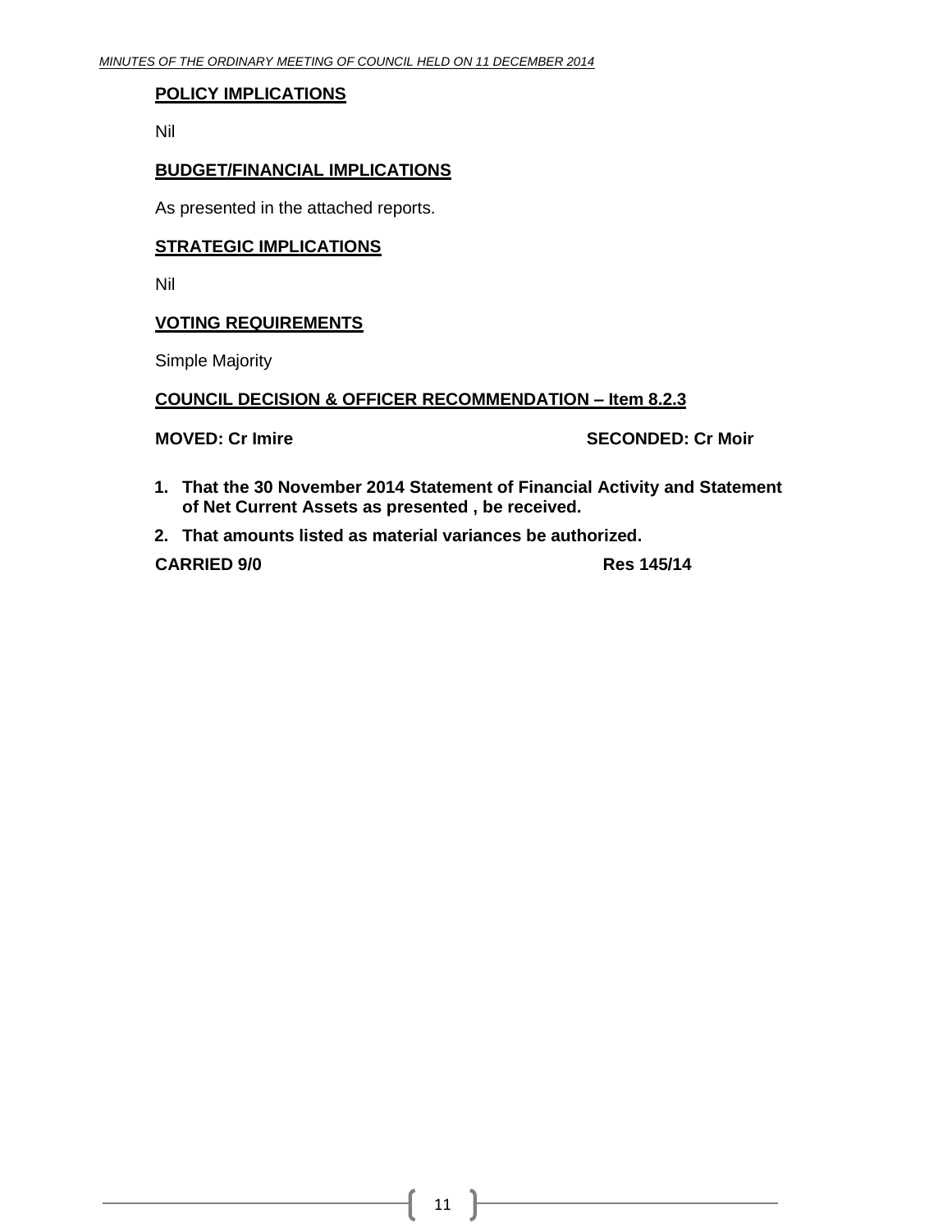**POLICY IMPLICATIONS**

Nil

**BUDGET/FINANCIAL IMPLICATIONS**

As presented in the attached reports.

**STRATEGIC IMPLICATIONS**

Nil

**VOTING REQUIREMENTS**

Simple Majority

**COUNCIL DECISION & OFFICER RECOMMENDATION – Item 8.2.3**

**MOVED: Cr Imire** **SECONDED: Cr Moir**

1. **That the 30 November 2014 Statement of Financial Activity and Statement of Net Current Assets as presented , be received.**
2. **That amounts listed as material variances be authorized.**

**CARRIED 9/0** **Res 145/14**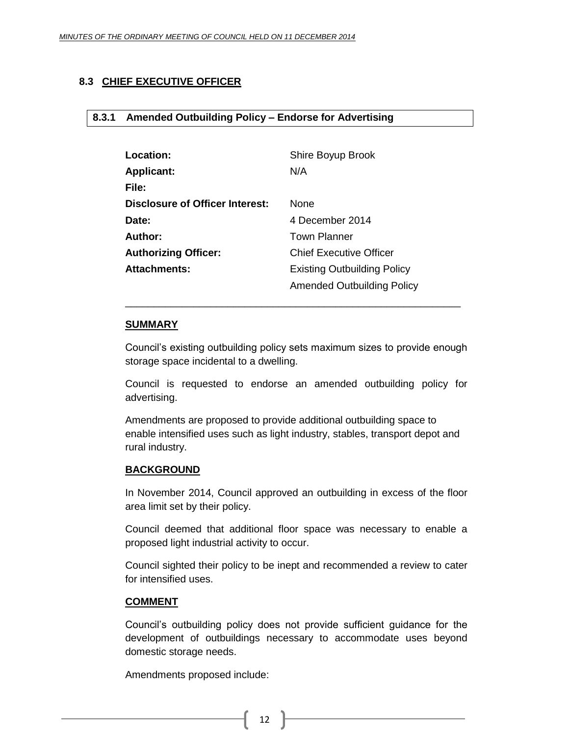## 8.3 CHIEF EXECUTIVE OFFICER

### 8.3.1 Amended Outbuilding Policy – Endorse for Advertising

| | |
|---|---|
| **Location:** | Shire Boyup Brook |
| **Applicant:** | N/A |
| **File:** | |
| **Disclosure of Officer Interest:** | None |
| **Date:** | 4 December 2014 |
| **Author:** | Town Planner |
| **Authorizing Officer:** | Chief Executive Officer |
| **Attachments:** | Existing Outbuilding Policy<br>Amended Outbuilding Policy |

---

**SUMMARY**

Council's existing outbuilding policy sets maximum sizes to provide enough storage space incidental to a dwelling.

Council is requested to endorse an amended outbuilding policy for advertising.

Amendments are proposed to provide additional outbuilding space to enable intensified uses such as light industry, stables, transport depot and rural industry.

**BACKGROUND**

In November 2014, Council approved an outbuilding in excess of the floor area limit set by their policy.

Council deemed that additional floor space was necessary to enable a proposed light industrial activity to occur.

Council sighted their policy to be inept and recommended a review to cater for intensified uses.

**COMMENT**

Council's outbuilding policy does not provide sufficient guidance for the development of outbuildings necessary to accommodate uses beyond domestic storage needs.

Amendments proposed include: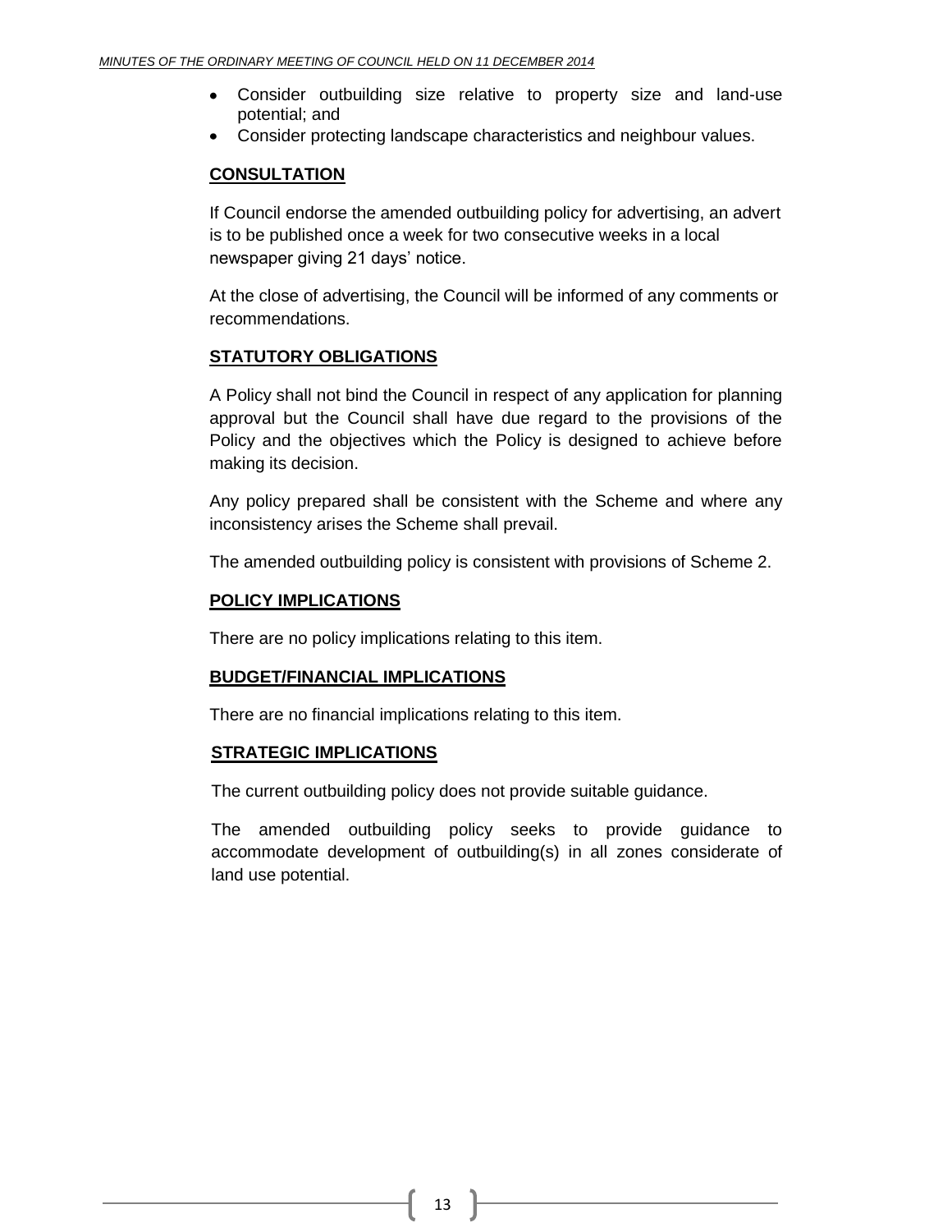- Consider outbuilding size relative to property size and land-use potential; and
- Consider protecting landscape characteristics and neighbour values.

## CONSULTATION

If Council endorse the amended outbuilding policy for advertising, an advert is to be published once a week for two consecutive weeks in a local newspaper giving 21 days' notice.

At the close of advertising, the Council will be informed of any comments or recommendations.

## STATUTORY OBLIGATIONS

A Policy shall not bind the Council in respect of any application for planning approval but the Council shall have due regard to the provisions of the Policy and the objectives which the Policy is designed to achieve before making its decision.

Any policy prepared shall be consistent with the Scheme and where any inconsistency arises the Scheme shall prevail.

The amended outbuilding policy is consistent with provisions of Scheme 2.

## POLICY IMPLICATIONS

There are no policy implications relating to this item.

## BUDGET/FINANCIAL IMPLICATIONS

There are no financial implications relating to this item.

## STRATEGIC IMPLICATIONS

The current outbuilding policy does not provide suitable guidance.

The amended outbuilding policy seeks to provide guidance to accommodate development of outbuilding(s) in all zones considerate of land use potential.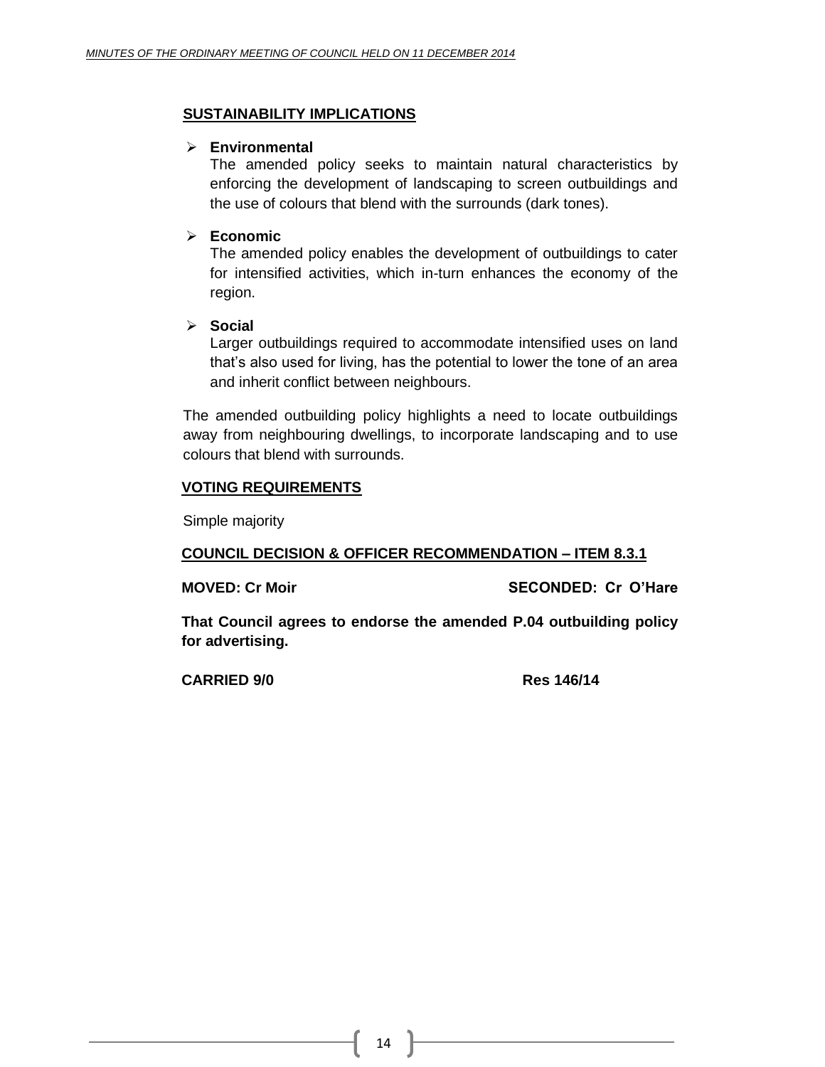## SUSTAINABILITY IMPLICATIONS

- **Environmental**
  The amended policy seeks to maintain natural characteristics by enforcing the development of landscaping to screen outbuildings and the use of colours that blend with the surrounds (dark tones).

- **Economic**
  The amended policy enables the development of outbuildings to cater for intensified activities, which in-turn enhances the economy of the region.

- **Social**
  Larger outbuildings required to accommodate intensified uses on land that's also used for living, has the potential to lower the tone of an area and inherit conflict between neighbours.

The amended outbuilding policy highlights a need to locate outbuildings away from neighbouring dwellings, to incorporate landscaping and to use colours that blend with surrounds.

## VOTING REQUIREMENTS

Simple majority

## COUNCIL DECISION & OFFICER RECOMMENDATION – ITEM 8.3.1

**MOVED: Cr Moir** **SECONDED: Cr O'Hare**

**That Council agrees to endorse the amended P.04 outbuilding policy for advertising.**

**CARRIED 9/0** **Res 146/14**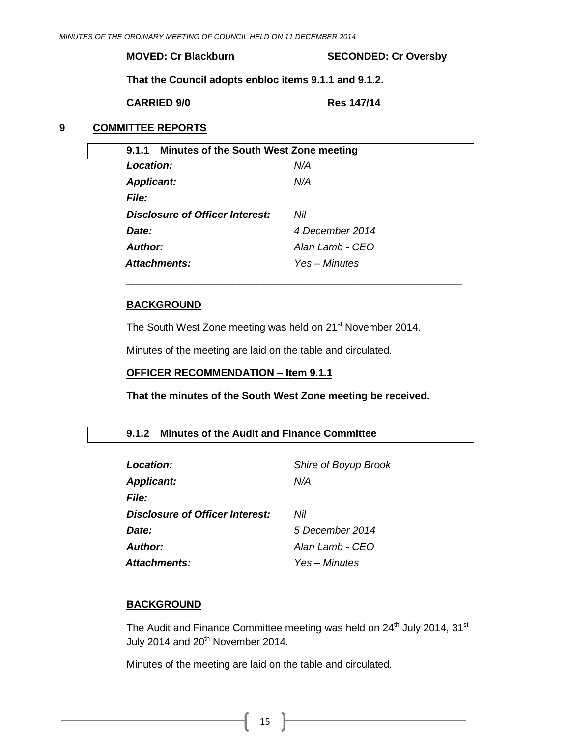**MOVED: Cr Blackburn** **SECONDED: Cr Oversby**

**That the Council adopts enbloc items 9.1.1 and 9.1.2.**

**CARRIED 9/0** **Res 147/14**

## 9 COMMITTEE REPORTS

### 9.1.1 Minutes of the South West Zone meeting

| | |
|---|---|
| ***Location:*** | *N/A* |
| ***Applicant:*** | *N/A* |
| ***File:*** | |
| ***Disclosure of Officer Interest:*** | *Nil* |
| ***Date:*** | *4 December 2014* |
| ***Author:*** | *Alan Lamb - CEO* |
| ***Attachments:*** | *Yes – Minutes* |

**BACKGROUND**

The South West Zone meeting was held on 21st November 2014.

Minutes of the meeting are laid on the table and circulated.

**OFFICER RECOMMENDATION – Item 9.1.1**

**That the minutes of the South West Zone meeting be received.**

### 9.1.2 Minutes of the Audit and Finance Committee

| | |
|---|---|
| ***Location:*** | *Shire of Boyup Brook* |
| ***Applicant:*** | *N/A* |
| ***File:*** | |
| ***Disclosure of Officer Interest:*** | *Nil* |
| ***Date:*** | *5 December 2014* |
| ***Author:*** | *Alan Lamb - CEO* |
| ***Attachments:*** | *Yes – Minutes* |

**BACKGROUND**

The Audit and Finance Committee meeting was held on 24th July 2014, 31st July 2014 and 20th November 2014.

Minutes of the meeting are laid on the table and circulated.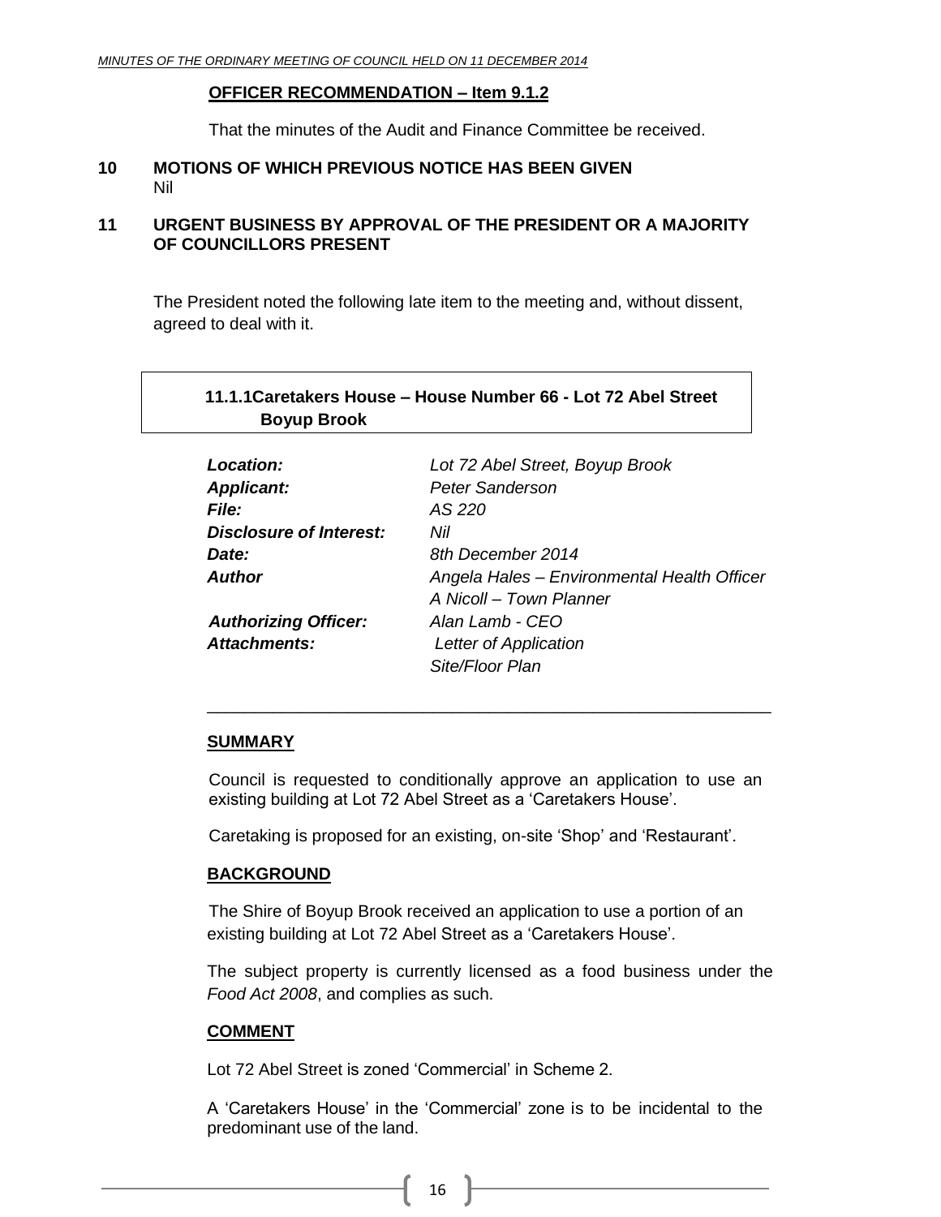**OFFICER RECOMMENDATION – Item 9.1.2**

That the minutes of the Audit and Finance Committee be received.

## 10 MOTIONS OF WHICH PREVIOUS NOTICE HAS BEEN GIVEN

Nil

## 11 URGENT BUSINESS BY APPROVAL OF THE PRESIDENT OR A MAJORITY OF COUNCILLORS PRESENT

The President noted the following late item to the meeting and, without dissent, agreed to deal with it.

### 11.1.1 Caretakers House – House Number 66 - Lot 72 Abel Street Boyup Brook

| | |
|---|---|
| ***Location:*** | *Lot 72 Abel Street, Boyup Brook* |
| ***Applicant:*** | *Peter Sanderson* |
| ***File:*** | *AS 220* |
| ***Disclosure of Interest:*** | *Nil* |
| ***Date:*** | *8th December 2014* |
| ***Author*** | *Angela Hales – Environmental Health Officer*<br>*A Nicoll – Town Planner* |
| ***Authorizing Officer:*** | *Alan Lamb - CEO* |
| ***Attachments:*** | *Letter of Application*<br>*Site/Floor Plan* |

---

**SUMMARY**

Council is requested to conditionally approve an application to use an existing building at Lot 72 Abel Street as a 'Caretakers House'.

Caretaking is proposed for an existing, on-site 'Shop' and 'Restaurant'.

**BACKGROUND**

The Shire of Boyup Brook received an application to use a portion of an existing building at Lot 72 Abel Street as a 'Caretakers House'.

The subject property is currently licensed as a food business under the *Food Act 2008*, and complies as such.

**COMMENT**

Lot 72 Abel Street is zoned 'Commercial' in Scheme 2.

A 'Caretakers House' in the 'Commercial' zone is to be incidental to the predominant use of the land.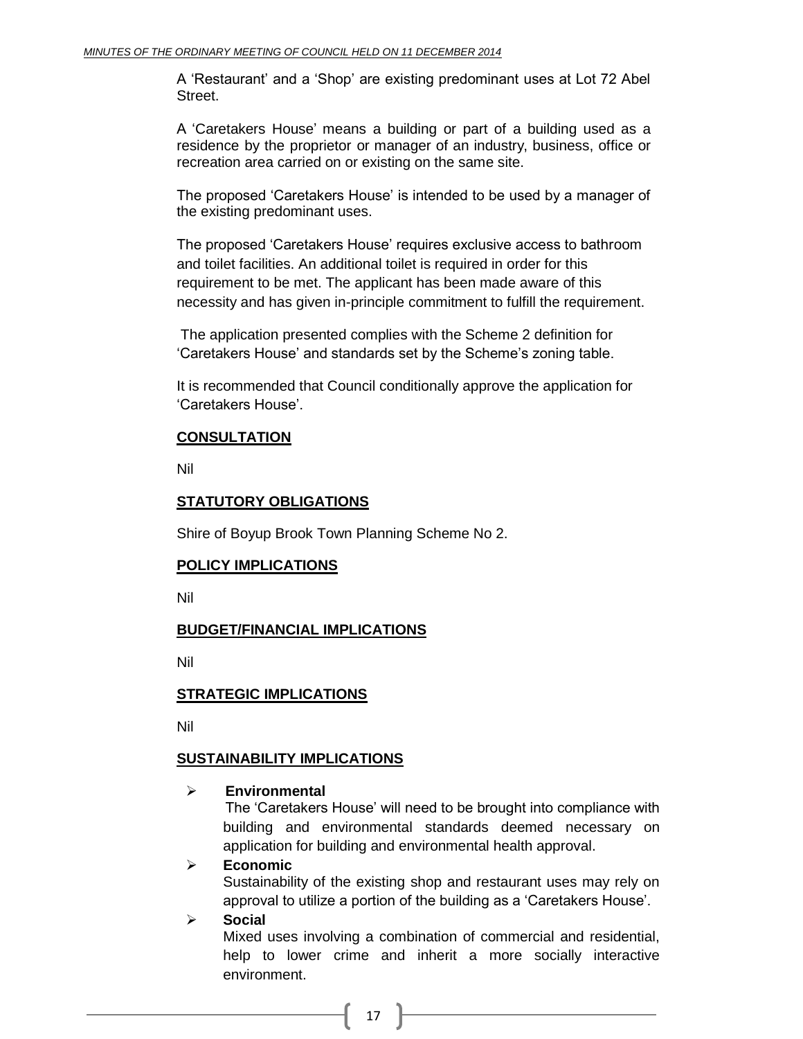A 'Restaurant' and a 'Shop' are existing predominant uses at Lot 72 Abel Street.

A 'Caretakers House' means a building or part of a building used as a residence by the proprietor or manager of an industry, business, office or recreation area carried on or existing on the same site.

The proposed 'Caretakers House' is intended to be used by a manager of the existing predominant uses.

The proposed 'Caretakers House' requires exclusive access to bathroom and toilet facilities. An additional toilet is required in order for this requirement to be met. The applicant has been made aware of this necessity and has given in-principle commitment to fulfill the requirement.

The application presented complies with the Scheme 2 definition for 'Caretakers House' and standards set by the Scheme's zoning table.

It is recommended that Council conditionally approve the application for 'Caretakers House'.

**CONSULTATION**

Nil

**STATUTORY OBLIGATIONS**

Shire of Boyup Brook Town Planning Scheme No 2.

**POLICY IMPLICATIONS**

Nil

**BUDGET/FINANCIAL IMPLICATIONS**

Nil

**STRATEGIC IMPLICATIONS**

Nil

**SUSTAINABILITY IMPLICATIONS**

- **Environmental**
  The 'Caretakers House' will need to be brought into compliance with building and environmental standards deemed necessary on application for building and environmental health approval.
- **Economic**
  Sustainability of the existing shop and restaurant uses may rely on approval to utilize a portion of the building as a 'Caretakers House'.
- **Social**
  Mixed uses involving a combination of commercial and residential, help to lower crime and inherit a more socially interactive environment.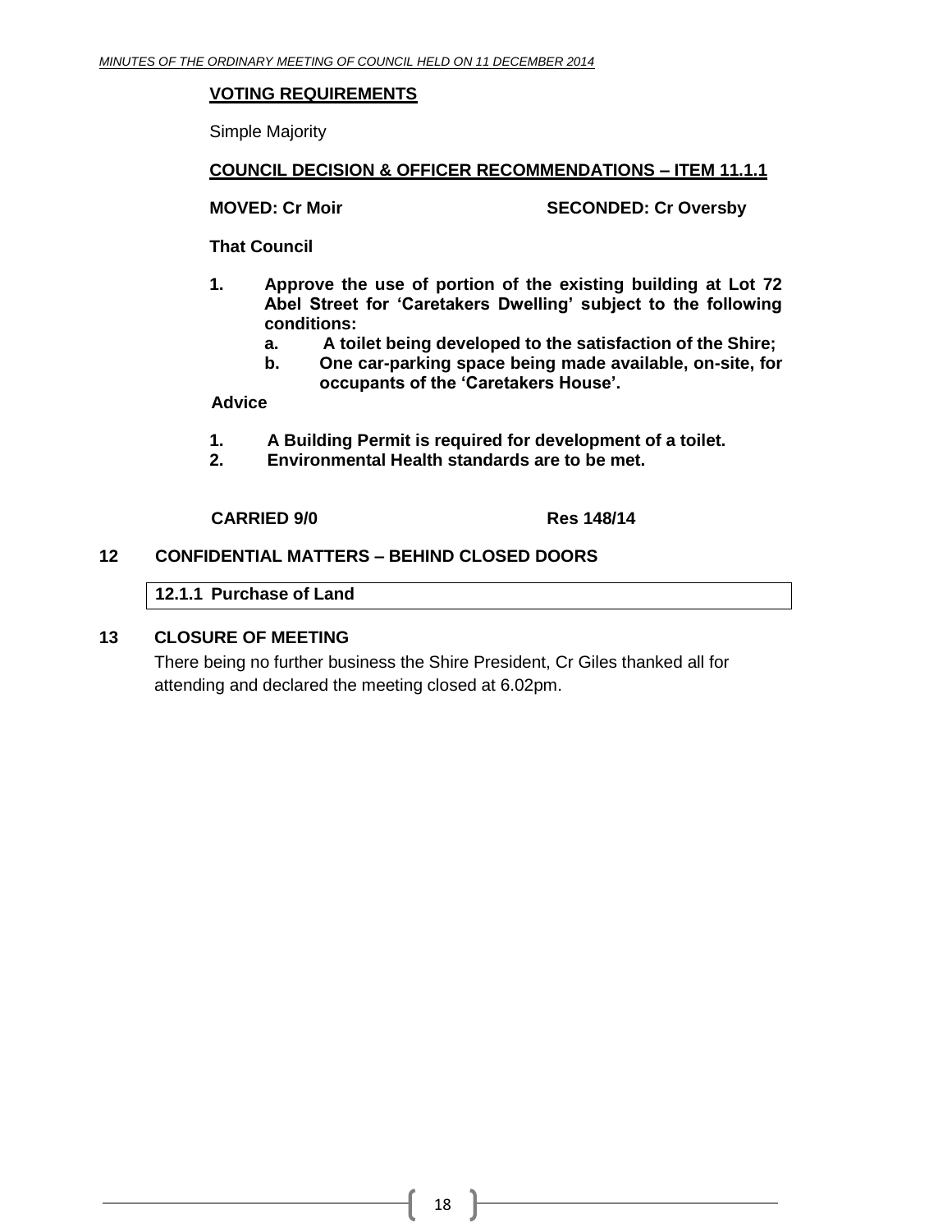**VOTING REQUIREMENTS**

Simple Majority

**COUNCIL DECISION & OFFICER RECOMMENDATIONS – ITEM 11.1.1**

**MOVED: Cr Moir** **SECONDED: Cr Oversby**

**That Council**

1. **Approve the use of portion of the existing building at Lot 72 Abel Street for 'Caretakers Dwelling' subject to the following conditions:**
   a. **A toilet being developed to the satisfaction of the Shire;**
   b. **One car-parking space being made available, on-site, for occupants of the 'Caretakers House'.**

**Advice**

1. **A Building Permit is required for development of a toilet.**
2. **Environmental Health standards are to be met.**

**CARRIED 9/0** **Res 148/14**

## 12 CONFIDENTIAL MATTERS – BEHIND CLOSED DOORS

**12.1.1 Purchase of Land**

## 13 CLOSURE OF MEETING

There being no further business the Shire President, Cr Giles thanked all for attending and declared the meeting closed at 6.02pm.